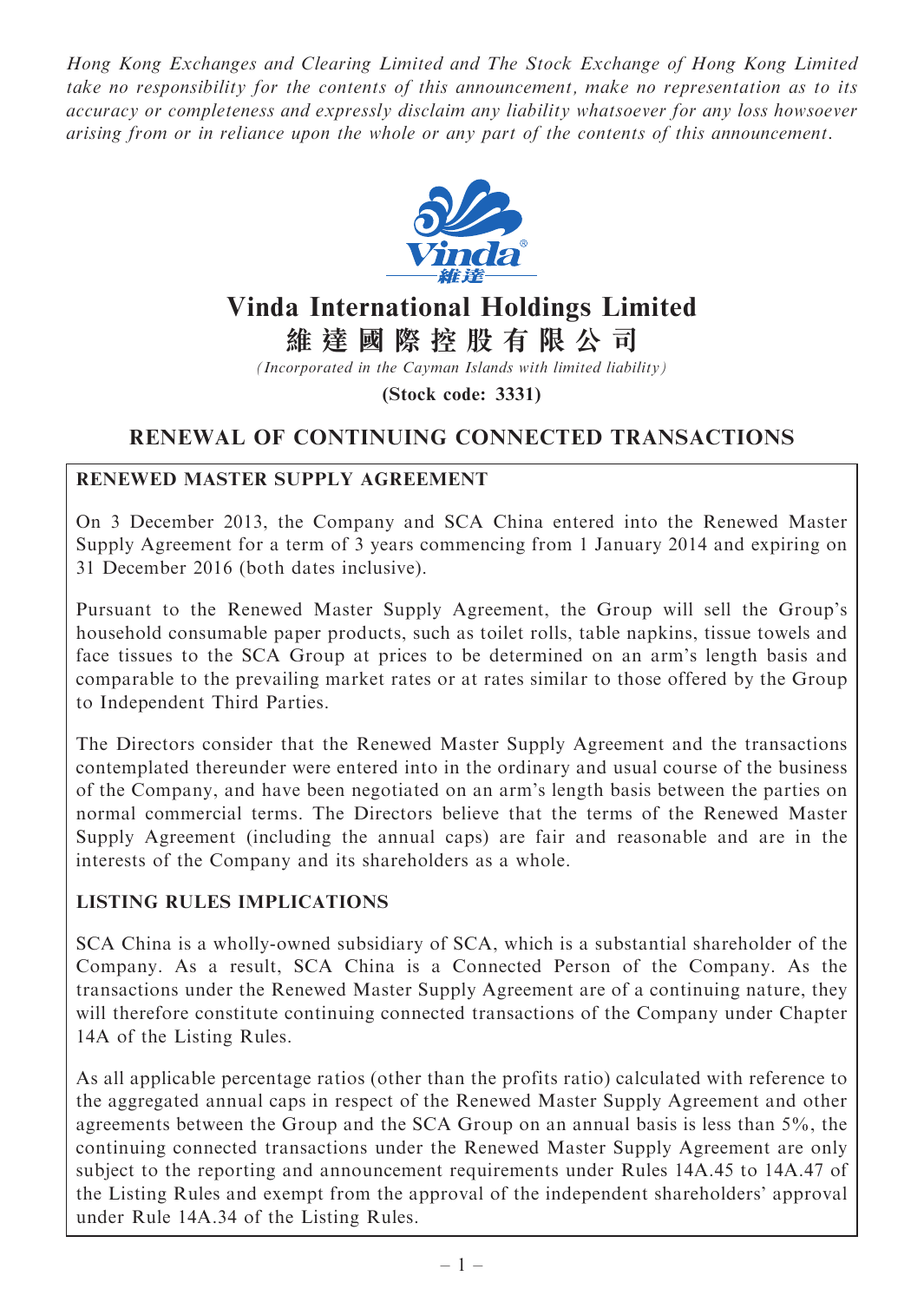*Hong Kong Exchanges and Clearing Limited and The Stock Exchange of Hong Kong Limited take no responsibility for the contents of this announcement, make no representation as to its accuracy or completeness and expressly disclaim any liability whatsoever for any loss howsoever arising from or in reliance upon the whole or any part of the contents of this announcement.*

# Vinda International Holdings Limited

# 維達國際控股有限公司

*(Incorporated in the Cayman Islands with limited liability)*

**(Stock code: 3331)**

## RENEWAL OF CONTINUING CONNECTED TRANSACTIONS

### RENEWED MASTER SUPPLY AGREEMENT

On 3 December 2013, the Company and SCA China entered into the Renewed Master Supply Agreement for a term of 3 years commencing from 1 January 2014 and expiring on 31 December 2016 (both dates inclusive).

Pursuant to the Renewed Master Supply Agreement, the Group will sell the Group's household consumable paper products, such as toilet rolls, table napkins, tissue towels and face tissues to the SCA Group at prices to be determined on an arm's length basis and comparable to the prevailing market rates or at rates similar to those offered by the Group to Independent Third Parties.

The Directors consider that the Renewed Master Supply Agreement and the transactions contemplated thereunder were entered into in the ordinary and usual course of the business of the Company, and have been negotiated on an arm's length basis between the parties on normal commercial terms. The Directors believe that the terms of the Renewed Master Supply Agreement (including the annual caps) are fair and reasonable and are in the interests of the Company and its shareholders as a whole.

### LISTING RULES IMPLICATIONS

SCA China is a wholly-owned subsidiary of SCA, which is a substantial shareholder of the Company. As a result, SCA China is a Connected Person of the Company. As the transactions under the Renewed Master Supply Agreement are of a continuing nature, they will therefore constitute continuing connected transactions of the Company under Chapter 14A of the Listing Rules.

As all applicable percentage ratios (other than the profits ratio) calculated with reference to the aggregated annual caps in respect of the Renewed Master Supply Agreement and other agreements between the Group and the SCA Group on an annual basis is less than 5%, the continuing connected transactions under the Renewed Master Supply Agreement are only subject to the reporting and announcement requirements under Rules 14A.45 to 14A.47 of the Listing Rules and exempt from the approval of the independent shareholders' approval under Rule 14A.34 of the Listing Rules.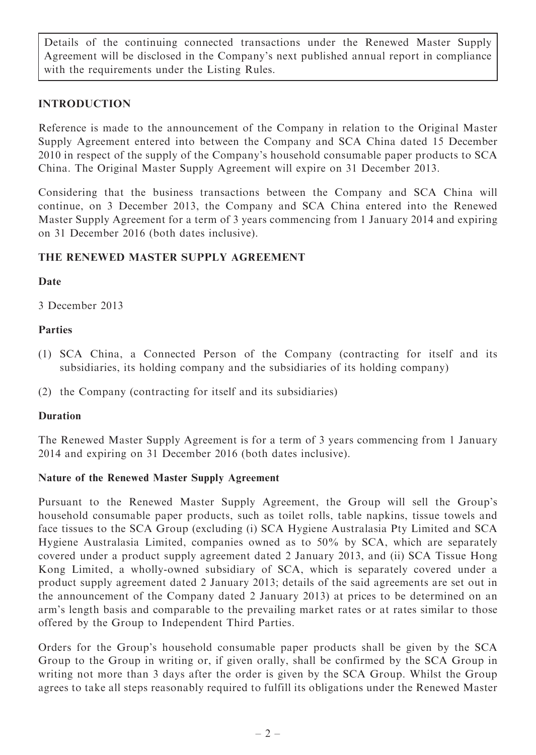Details of the continuing connected transactions under the Renewed Master Supply Agreement will be disclosed in the Company's next published annual report in compliance with the requirements under the Listing Rules.

## INTRODUCTION

Reference is made to the announcement of the Company in relation to the Original Master Supply Agreement entered into between the Company and SCA China dated 15 December 2010 in respect of the supply of the Company's household consumable paper products to SCA China. The Original Master Supply Agreement will expire on 31 December 2013.

Considering that the business transactions between the Company and SCA China will continue, on 3 December 2013, the Company and SCA China entered into the Renewed Master Supply Agreement for a term of 3 years commencing from 1 January 2014 and expiring on 31 December 2016 (both dates inclusive).

## THE RENEWED MASTER SUPPLY AGREEMENT

### Date

3 December 2013

### Parties

(1) SCA China, a Connected Person of the Company (contracting for itself and its subsidiaries, its holding company and the subsidiaries of its holding company)

(2) the Company (contracting for itself and its subsidiaries)

### Duration

The Renewed Master Supply Agreement is for a term of 3 years commencing from 1 January 2014 and expiring on 31 December 2016 (both dates inclusive).

### Nature of the Renewed Master Supply Agreement

Pursuant to the Renewed Master Supply Agreement, the Group will sell the Group's household consumable paper products, such as toilet rolls, table napkins, tissue towels and face tissues to the SCA Group (excluding (i) SCA Hygiene Australasia Pty Limited and SCA Hygiene Australasia Limited, companies owned as to 50% by SCA, which are separately covered under a product supply agreement dated 2 January 2013, and (ii) SCA Tissue Hong Kong Limited, a wholly-owned subsidiary of SCA, which is separately covered under a product supply agreement dated 2 January 2013; details of the said agreements are set out in the announcement of the Company dated 2 January 2013) at prices to be determined on an arm's length basis and comparable to the prevailing market rates or at rates similar to those offered by the Group to Independent Third Parties.

Orders for the Group's household consumable paper products shall be given by the SCA Group to the Group in writing or, if given orally, shall be confirmed by the SCA Group in writing not more than 3 days after the order is given by the SCA Group. Whilst the Group agrees to take all steps reasonably required to fulfill its obligations under the Renewed Master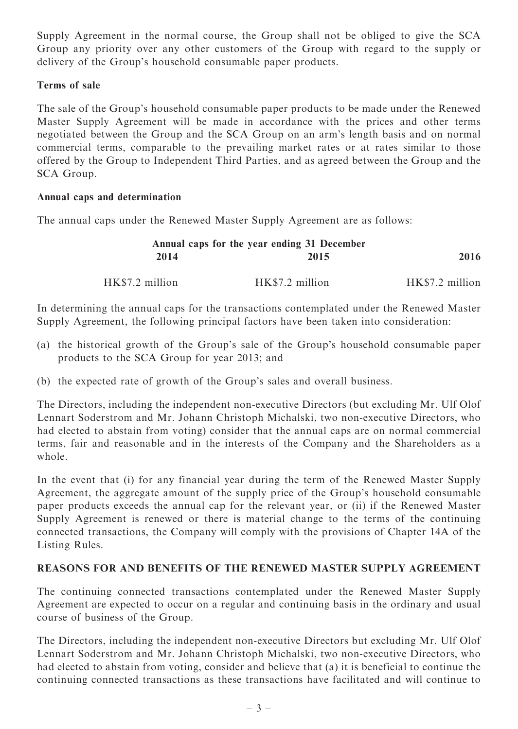Supply Agreement in the normal course, the Group shall not be obliged to give the SCA Group any priority over any other customers of the Group with regard to the supply or delivery of the Group's household consumable paper products.

**Terms of sale**

The sale of the Group's household consumable paper products to be made under the Renewed Master Supply Agreement will be made in accordance with the prices and other terms negotiated between the Group and the SCA Group on an arm's length basis and on normal commercial terms, comparable to the prevailing market rates or at rates similar to those offered by the Group to Independent Third Parties, and as agreed between the Group and the SCA Group.

**Annual caps and determination**

The annual caps under the Renewed Master Supply Agreement are as follows:

| Annual caps for the year ending 31 December | | |
|---|---|---|
| **2014** | **2015** | **2016** |
| HK$7.2 million | HK$7.2 million | HK$7.2 million |

In determining the annual caps for the transactions contemplated under the Renewed Master Supply Agreement, the following principal factors have been taken into consideration:

(a) the historical growth of the Group's sale of the Group's household consumable paper products to the SCA Group for year 2013; and

(b) the expected rate of growth of the Group's sales and overall business.

The Directors, including the independent non-executive Directors (but excluding Mr. Ulf Olof Lennart Soderstrom and Mr. Johann Christoph Michalski, two non-executive Directors, who had elected to abstain from voting) consider that the annual caps are on normal commercial terms, fair and reasonable and in the interests of the Company and the Shareholders as a whole.

In the event that (i) for any financial year during the term of the Renewed Master Supply Agreement, the aggregate amount of the supply price of the Group's household consumable paper products exceeds the annual cap for the relevant year, or (ii) if the Renewed Master Supply Agreement is renewed or there is material change to the terms of the continuing connected transactions, the Company will comply with the provisions of Chapter 14A of the Listing Rules.

**REASONS FOR AND BENEFITS OF THE RENEWED MASTER SUPPLY AGREEMENT**

The continuing connected transactions contemplated under the Renewed Master Supply Agreement are expected to occur on a regular and continuing basis in the ordinary and usual course of business of the Group.

The Directors, including the independent non-executive Directors but excluding Mr. Ulf Olof Lennart Soderstrom and Mr. Johann Christoph Michalski, two non-executive Directors, who had elected to abstain from voting, consider and believe that (a) it is beneficial to continue the continuing connected transactions as these transactions have facilitated and will continue to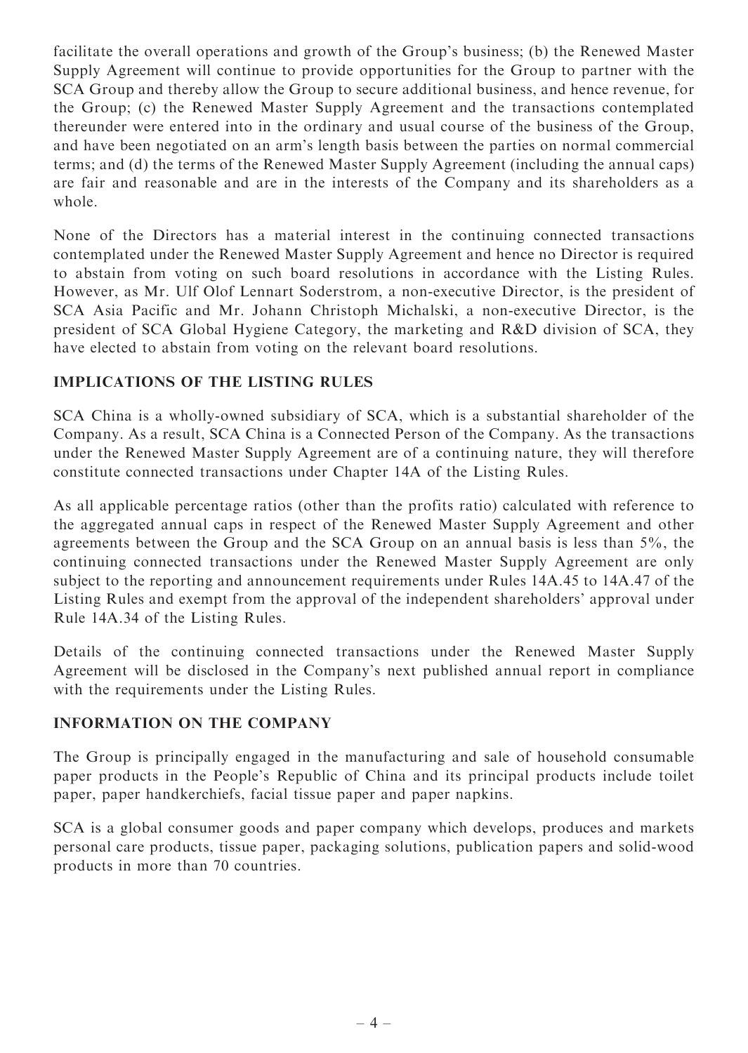facilitate the overall operations and growth of the Group's business; (b) the Renewed Master Supply Agreement will continue to provide opportunities for the Group to partner with the SCA Group and thereby allow the Group to secure additional business, and hence revenue, for the Group; (c) the Renewed Master Supply Agreement and the transactions contemplated thereunder were entered into in the ordinary and usual course of the business of the Group, and have been negotiated on an arm's length basis between the parties on normal commercial terms; and (d) the terms of the Renewed Master Supply Agreement (including the annual caps) are fair and reasonable and are in the interests of the Company and its shareholders as a whole.

None of the Directors has a material interest in the continuing connected transactions contemplated under the Renewed Master Supply Agreement and hence no Director is required to abstain from voting on such board resolutions in accordance with the Listing Rules. However, as Mr. Ulf Olof Lennart Soderstrom, a non-executive Director, is the president of SCA Asia Pacific and Mr. Johann Christoph Michalski, a non-executive Director, is the president of SCA Global Hygiene Category, the marketing and R&D division of SCA, they have elected to abstain from voting on the relevant board resolutions.

## IMPLICATIONS OF THE LISTING RULES

SCA China is a wholly-owned subsidiary of SCA, which is a substantial shareholder of the Company. As a result, SCA China is a Connected Person of the Company. As the transactions under the Renewed Master Supply Agreement are of a continuing nature, they will therefore constitute connected transactions under Chapter 14A of the Listing Rules.

As all applicable percentage ratios (other than the profits ratio) calculated with reference to the aggregated annual caps in respect of the Renewed Master Supply Agreement and other agreements between the Group and the SCA Group on an annual basis is less than 5%, the continuing connected transactions under the Renewed Master Supply Agreement are only subject to the reporting and announcement requirements under Rules 14A.45 to 14A.47 of the Listing Rules and exempt from the approval of the independent shareholders' approval under Rule 14A.34 of the Listing Rules.

Details of the continuing connected transactions under the Renewed Master Supply Agreement will be disclosed in the Company's next published annual report in compliance with the requirements under the Listing Rules.

## INFORMATION ON THE COMPANY

The Group is principally engaged in the manufacturing and sale of household consumable paper products in the People's Republic of China and its principal products include toilet paper, paper handkerchiefs, facial tissue paper and paper napkins.

SCA is a global consumer goods and paper company which develops, produces and markets personal care products, tissue paper, packaging solutions, publication papers and solid-wood products in more than 70 countries.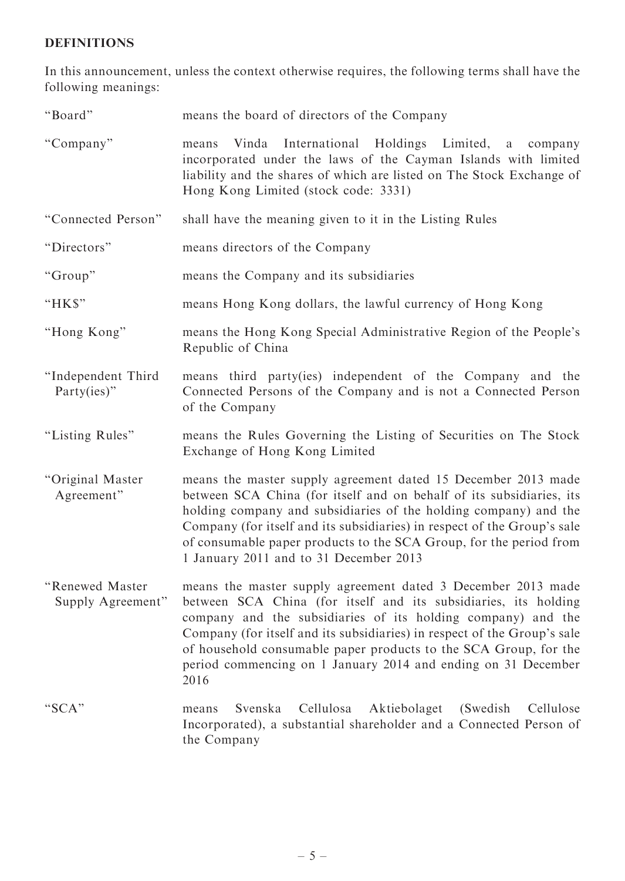## DEFINITIONS

In this announcement, unless the context otherwise requires, the following terms shall have the following meanings:

| | |
|---|---|
| "Board" | means the board of directors of the Company |
| "Company" | means Vinda International Holdings Limited, a company incorporated under the laws of the Cayman Islands with limited liability and the shares of which are listed on The Stock Exchange of Hong Kong Limited (stock code: 3331) |
| "Connected Person" | shall have the meaning given to it in the Listing Rules |
| "Directors" | means directors of the Company |
| "Group" | means the Company and its subsidiaries |
| "HK$" | means Hong Kong dollars, the lawful currency of Hong Kong |
| "Hong Kong" | means the Hong Kong Special Administrative Region of the People's Republic of China |
| "Independent Third Party(ies)" | means third party(ies) independent of the Company and the Connected Persons of the Company and is not a Connected Person of the Company |
| "Listing Rules" | means the Rules Governing the Listing of Securities on The Stock Exchange of Hong Kong Limited |
| "Original Master Agreement" | means the master supply agreement dated 15 December 2013 made between SCA China (for itself and on behalf of its subsidiaries, its holding company and subsidiaries of the holding company) and the Company (for itself and its subsidiaries) in respect of the Group's sale of consumable paper products to the SCA Group, for the period from 1 January 2011 and to 31 December 2013 |
| "Renewed Master Supply Agreement" | means the master supply agreement dated 3 December 2013 made between SCA China (for itself and its subsidiaries, its holding company and the subsidiaries of its holding company) and the Company (for itself and its subsidiaries) in respect of the Group's sale of household consumable paper products to the SCA Group, for the period commencing on 1 January 2014 and ending on 31 December 2016 |
| "SCA" | means Svenska Cellulosa Aktiebolaget (Swedish Cellulose Incorporated), a substantial shareholder and a Connected Person of the Company |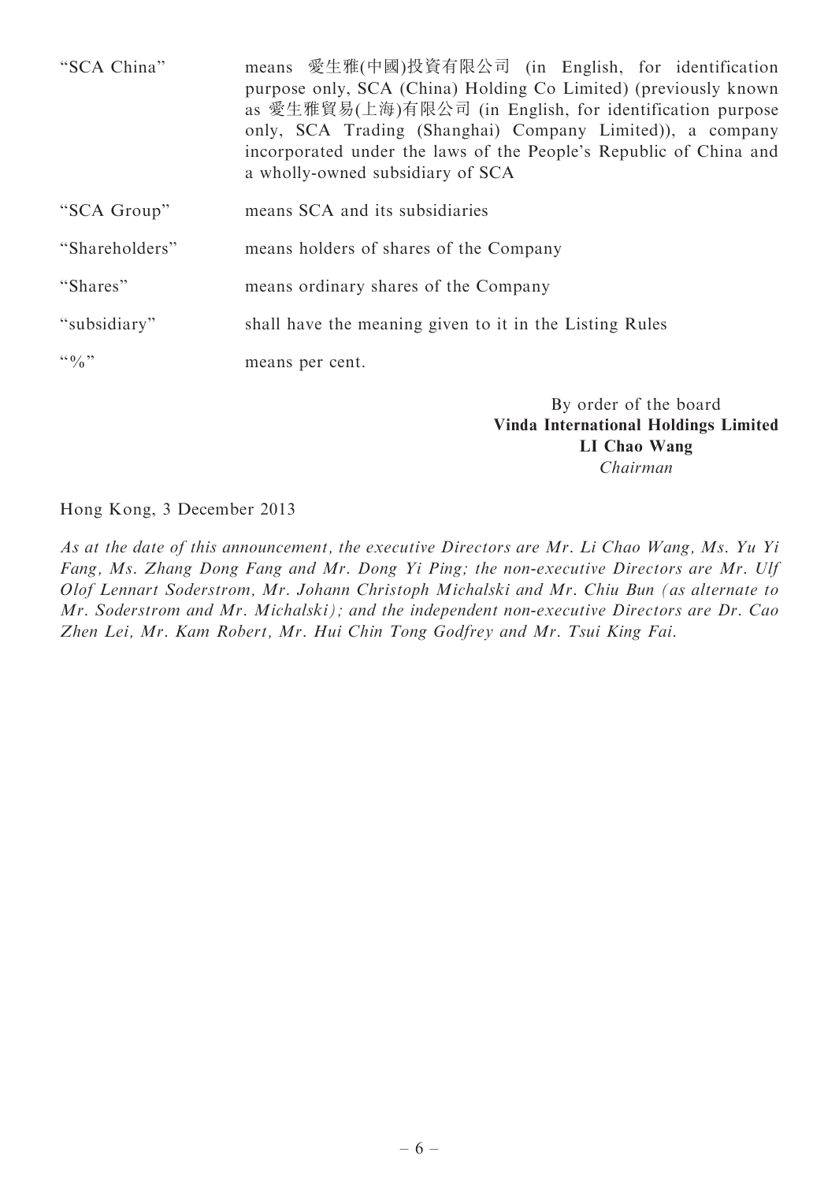| | |
|---|---|
| "SCA China" | means 愛生雅(中國)投資有限公司 (in English, for identification purpose only, SCA (China) Holding Co Limited) (previously known as 愛生雅貿易(上海)有限公司 (in English, for identification purpose only, SCA Trading (Shanghai) Company Limited)), a company incorporated under the laws of the People's Republic of China and a wholly-owned subsidiary of SCA |
| "SCA Group" | means SCA and its subsidiaries |
| "Shareholders" | means holders of shares of the Company |
| "Shares" | means ordinary shares of the Company |
| "subsidiary" | shall have the meaning given to it in the Listing Rules |
| "%" | means per cent. |

By order of the board
**Vinda International Holdings Limited**
**LI Chao Wang**
*Chairman*

Hong Kong, 3 December 2013

*As at the date of this announcement, the executive Directors are Mr. Li Chao Wang, Ms. Yu Yi Fang, Ms. Zhang Dong Fang and Mr. Dong Yi Ping; the non-executive Directors are Mr. Ulf Olof Lennart Soderstrom, Mr. Johann Christoph Michalski and Mr. Chiu Bun (as alternate to Mr. Soderstrom and Mr. Michalski); and the independent non-executive Directors are Dr. Cao Zhen Lei, Mr. Kam Robert, Mr. Hui Chin Tong Godfrey and Mr. Tsui King Fai.*